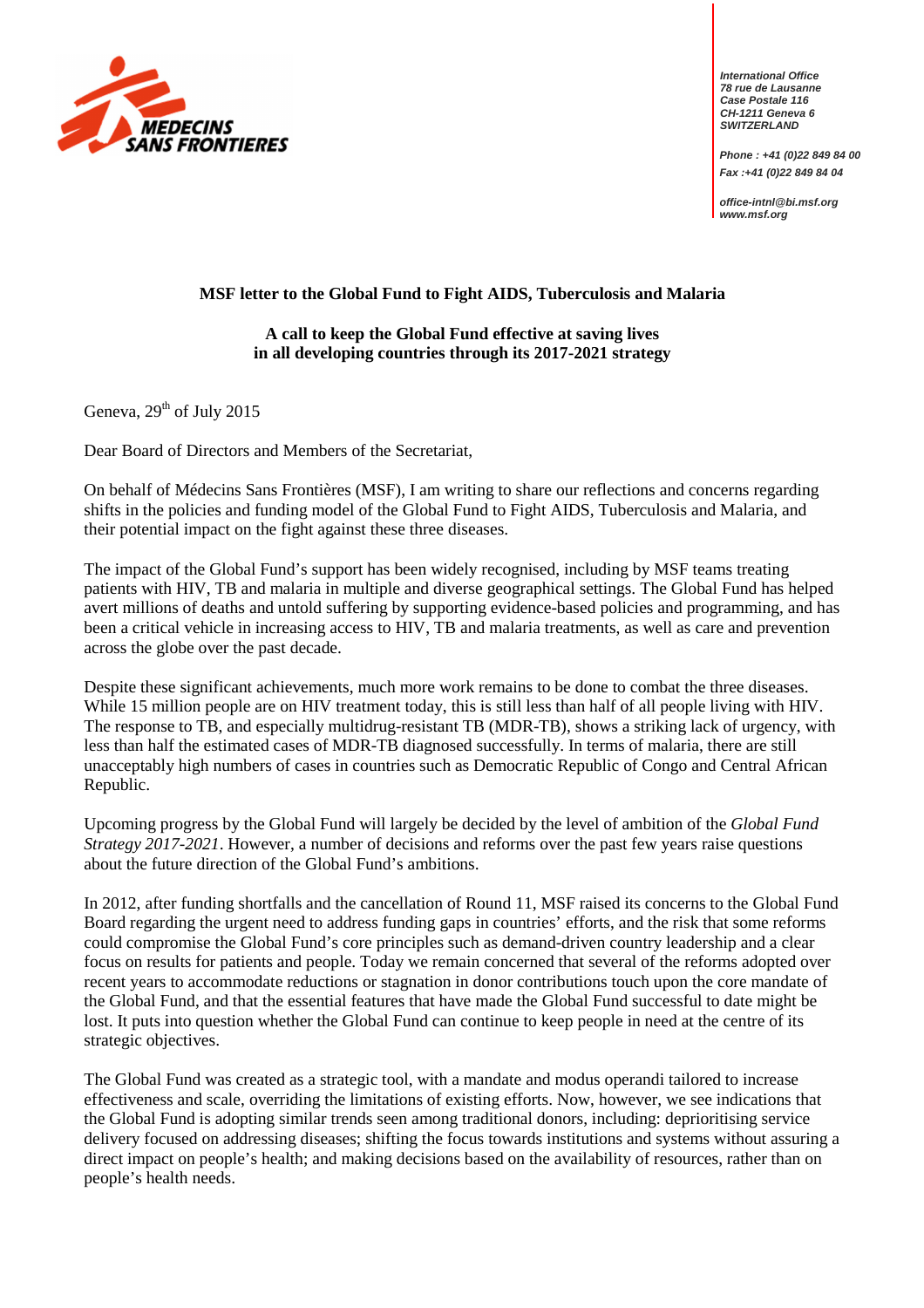MEDECINS SANS FRONTIERES

*International Office*
*78 rue de Lausanne*
*Case Postale 116*
*CH-1211 Geneva 6*
*SWITZERLAND*

*Phone : +41 (0)22 849 84 00*
*Fax :+41 (0)22 849 84 04*

*office-intnl@bi.msf.org*
*www.msf.org*

**MSF letter to the Global Fund to Fight AIDS, Tuberculosis and Malaria**

**A call to keep the Global Fund effective at saving lives in all developing countries through its 2017-2021 strategy**

Geneva, 29th of July 2015

Dear Board of Directors and Members of the Secretariat,

On behalf of Médecins Sans Frontières (MSF), I am writing to share our reflections and concerns regarding shifts in the policies and funding model of the Global Fund to Fight AIDS, Tuberculosis and Malaria, and their potential impact on the fight against these three diseases.

The impact of the Global Fund's support has been widely recognised, including by MSF teams treating patients with HIV, TB and malaria in multiple and diverse geographical settings. The Global Fund has helped avert millions of deaths and untold suffering by supporting evidence-based policies and programming, and has been a critical vehicle in increasing access to HIV, TB and malaria treatments, as well as care and prevention across the globe over the past decade.

Despite these significant achievements, much more work remains to be done to combat the three diseases. While 15 million people are on HIV treatment today, this is still less than half of all people living with HIV. The response to TB, and especially multidrug-resistant TB (MDR-TB), shows a striking lack of urgency, with less than half the estimated cases of MDR-TB diagnosed successfully. In terms of malaria, there are still unacceptably high numbers of cases in countries such as Democratic Republic of Congo and Central African Republic.

Upcoming progress by the Global Fund will largely be decided by the level of ambition of the *Global Fund Strategy 2017-2021*. However, a number of decisions and reforms over the past few years raise questions about the future direction of the Global Fund's ambitions.

In 2012, after funding shortfalls and the cancellation of Round 11, MSF raised its concerns to the Global Fund Board regarding the urgent need to address funding gaps in countries' efforts, and the risk that some reforms could compromise the Global Fund's core principles such as demand-driven country leadership and a clear focus on results for patients and people. Today we remain concerned that several of the reforms adopted over recent years to accommodate reductions or stagnation in donor contributions touch upon the core mandate of the Global Fund, and that the essential features that have made the Global Fund successful to date might be lost. It puts into question whether the Global Fund can continue to keep people in need at the centre of its strategic objectives.

The Global Fund was created as a strategic tool, with a mandate and modus operandi tailored to increase effectiveness and scale, overriding the limitations of existing efforts. Now, however, we see indications that the Global Fund is adopting similar trends seen among traditional donors, including: deprioritising service delivery focused on addressing diseases; shifting the focus towards institutions and systems without assuring a direct impact on people's health; and making decisions based on the availability of resources, rather than on people's health needs.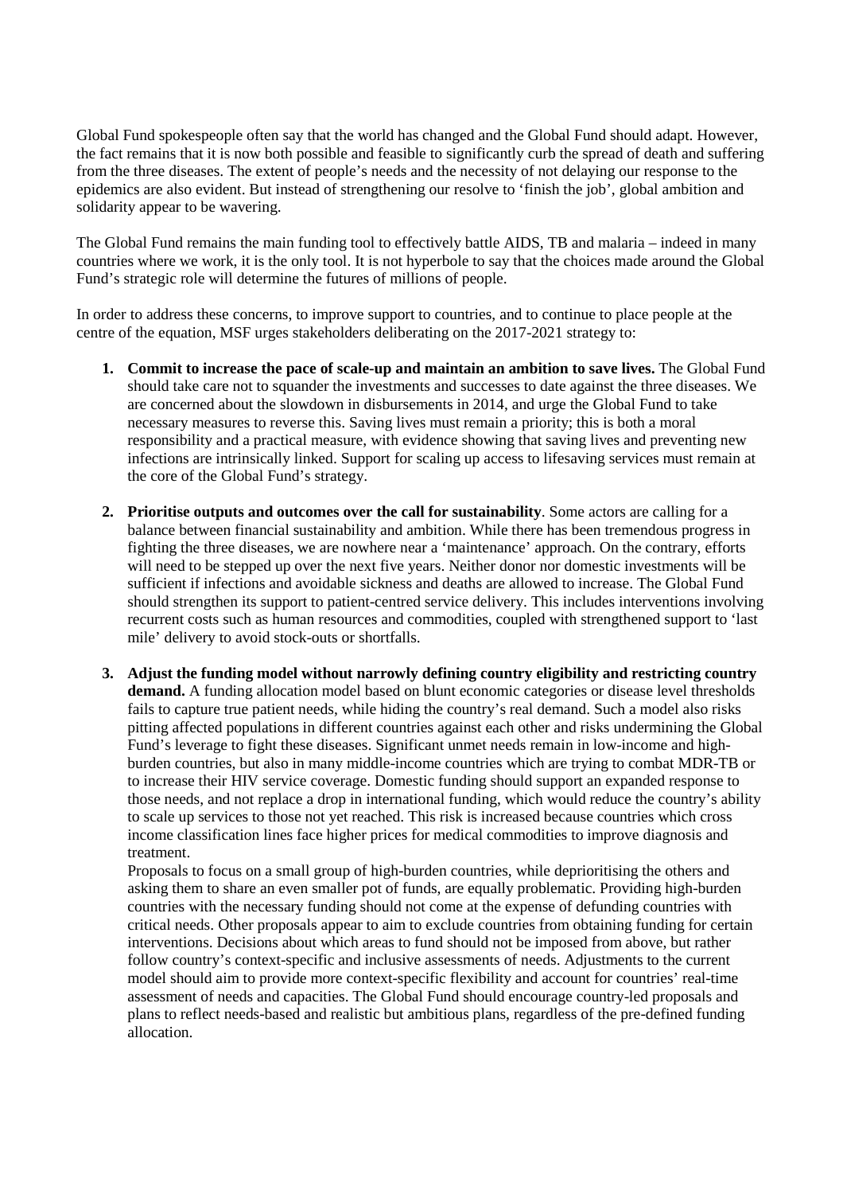Global Fund spokespeople often say that the world has changed and the Global Fund should adapt. However, the fact remains that it is now both possible and feasible to significantly curb the spread of death and suffering from the three diseases. The extent of people's needs and the necessity of not delaying our response to the epidemics are also evident. But instead of strengthening our resolve to 'finish the job', global ambition and solidarity appear to be wavering.

The Global Fund remains the main funding tool to effectively battle AIDS, TB and malaria – indeed in many countries where we work, it is the only tool. It is not hyperbole to say that the choices made around the Global Fund's strategic role will determine the futures of millions of people.

In order to address these concerns, to improve support to countries, and to continue to place people at the centre of the equation, MSF urges stakeholders deliberating on the 2017-2021 strategy to:

1. **Commit to increase the pace of scale-up and maintain an ambition to save lives.** The Global Fund should take care not to squander the investments and successes to date against the three diseases. We are concerned about the slowdown in disbursements in 2014, and urge the Global Fund to take necessary measures to reverse this. Saving lives must remain a priority; this is both a moral responsibility and a practical measure, with evidence showing that saving lives and preventing new infections are intrinsically linked. Support for scaling up access to lifesaving services must remain at the core of the Global Fund's strategy.

2. **Prioritise outputs and outcomes over the call for sustainability**. Some actors are calling for a balance between financial sustainability and ambition. While there has been tremendous progress in fighting the three diseases, we are nowhere near a 'maintenance' approach. On the contrary, efforts will need to be stepped up over the next five years. Neither donor nor domestic investments will be sufficient if infections and avoidable sickness and deaths are allowed to increase. The Global Fund should strengthen its support to patient-centred service delivery. This includes interventions involving recurrent costs such as human resources and commodities, coupled with strengthened support to 'last mile' delivery to avoid stock-outs or shortfalls.

3. **Adjust the funding model without narrowly defining country eligibility and restricting country demand.** A funding allocation model based on blunt economic categories or disease level thresholds fails to capture true patient needs, while hiding the country's real demand. Such a model also risks pitting affected populations in different countries against each other and risks undermining the Global Fund's leverage to fight these diseases. Significant unmet needs remain in low-income and high-burden countries, but also in many middle-income countries which are trying to combat MDR-TB or to increase their HIV service coverage. Domestic funding should support an expanded response to those needs, and not replace a drop in international funding, which would reduce the country's ability to scale up services to those not yet reached. This risk is increased because countries which cross income classification lines face higher prices for medical commodities to improve diagnosis and treatment.

   Proposals to focus on a small group of high-burden countries, while deprioritising the others and asking them to share an even smaller pot of funds, are equally problematic. Providing high-burden countries with the necessary funding should not come at the expense of defunding countries with critical needs. Other proposals appear to aim to exclude countries from obtaining funding for certain interventions. Decisions about which areas to fund should not be imposed from above, but rather follow country's context-specific and inclusive assessments of needs. Adjustments to the current model should aim to provide more context-specific flexibility and account for countries' real-time assessment of needs and capacities. The Global Fund should encourage country-led proposals and plans to reflect needs-based and realistic but ambitious plans, regardless of the pre-defined funding allocation.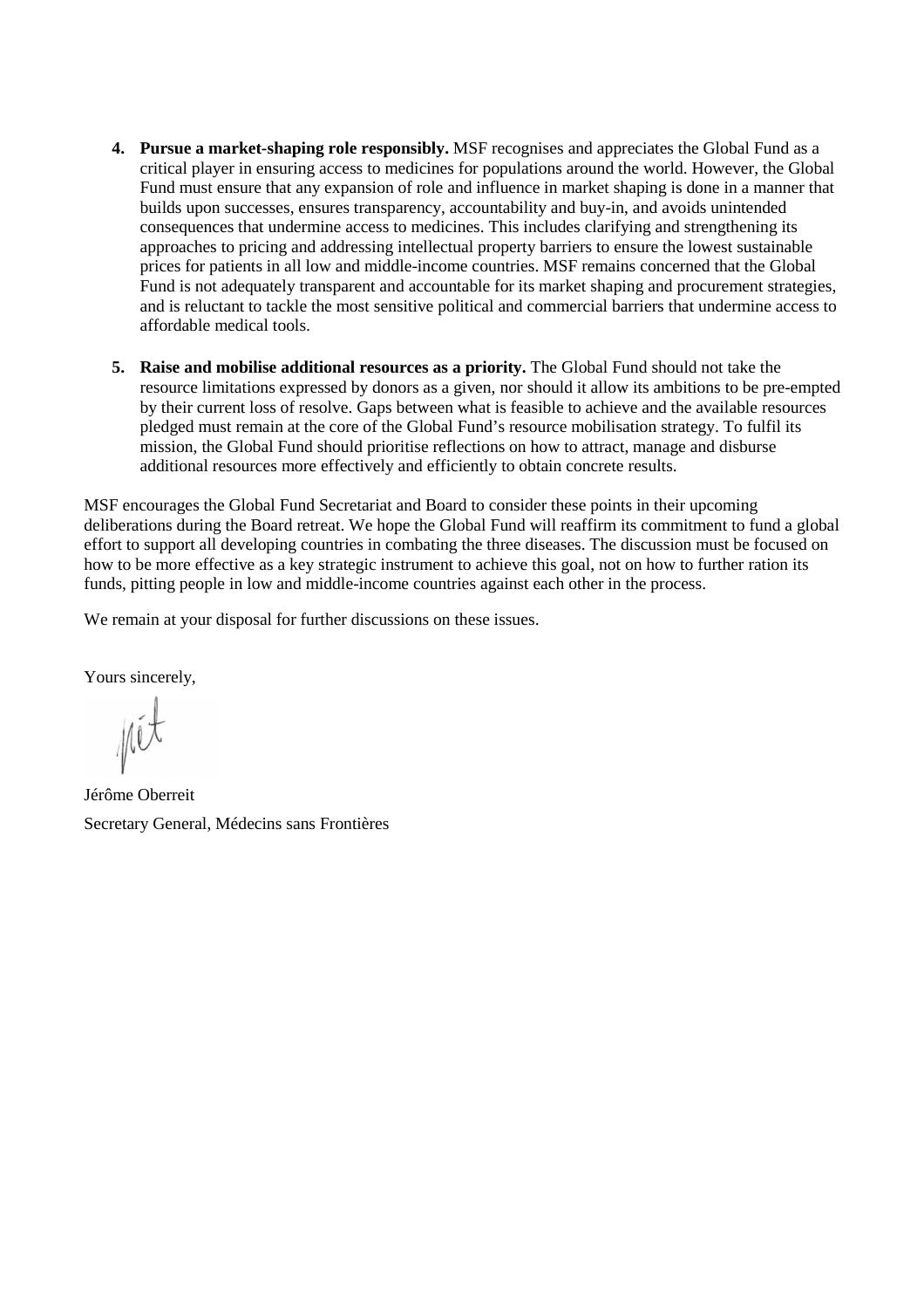4. **Pursue a market-shaping role responsibly.** MSF recognises and appreciates the Global Fund as a critical player in ensuring access to medicines for populations around the world. However, the Global Fund must ensure that any expansion of role and influence in market shaping is done in a manner that builds upon successes, ensures transparency, accountability and buy-in, and avoids unintended consequences that undermine access to medicines. This includes clarifying and strengthening its approaches to pricing and addressing intellectual property barriers to ensure the lowest sustainable prices for patients in all low and middle-income countries. MSF remains concerned that the Global Fund is not adequately transparent and accountable for its market shaping and procurement strategies, and is reluctant to tackle the most sensitive political and commercial barriers that undermine access to affordable medical tools.

5. **Raise and mobilise additional resources as a priority.** The Global Fund should not take the resource limitations expressed by donors as a given, nor should it allow its ambitions to be pre-empted by their current loss of resolve. Gaps between what is feasible to achieve and the available resources pledged must remain at the core of the Global Fund's resource mobilisation strategy. To fulfil its mission, the Global Fund should prioritise reflections on how to attract, manage and disburse additional resources more effectively and efficiently to obtain concrete results.

MSF encourages the Global Fund Secretariat and Board to consider these points in their upcoming deliberations during the Board retreat. We hope the Global Fund will reaffirm its commitment to fund a global effort to support all developing countries in combating the three diseases. The discussion must be focused on how to be more effective as a key strategic instrument to achieve this goal, not on how to further ration its funds, pitting people in low and middle-income countries against each other in the process.

We remain at your disposal for further discussions on these issues.

Yours sincerely,

Jérôme Oberreit

Secretary General, Médecins sans Frontières